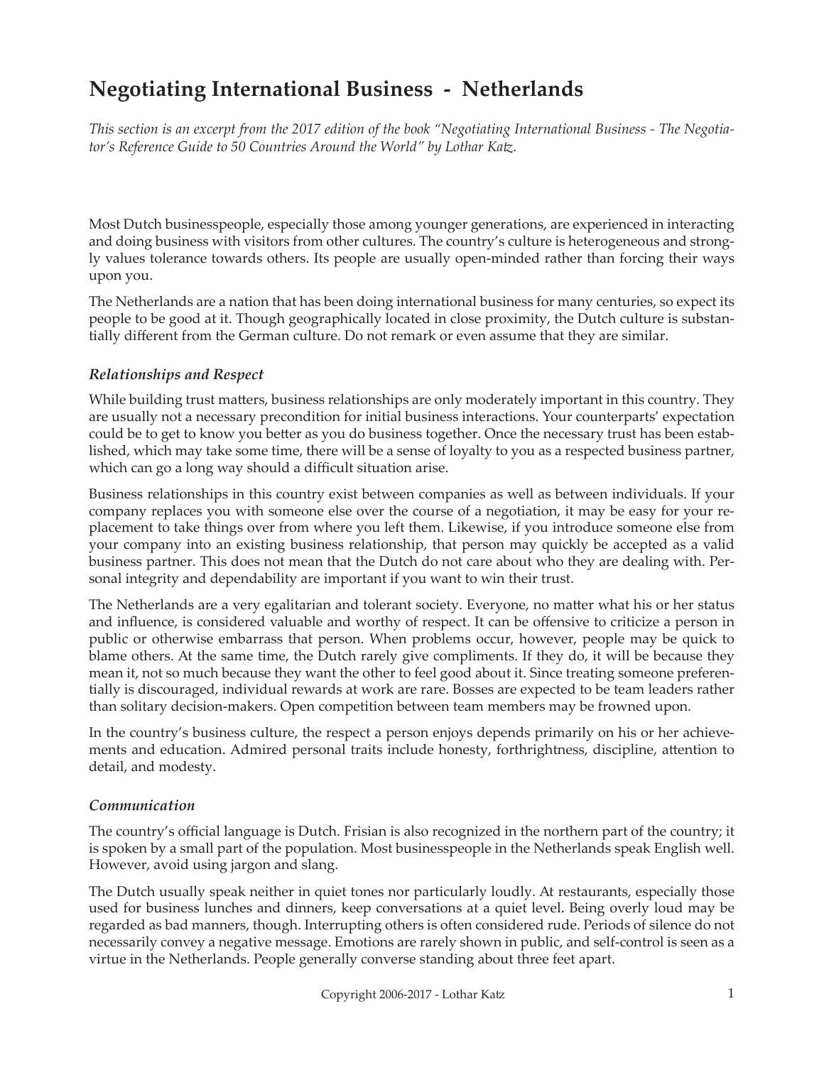# Negotiating International Business - Netherlands

*This section is an excerpt from the 2017 edition of the book "Negotiating International Business - The Negotiator's Reference Guide to 50 Countries Around the World" by Lothar Katz.*

Most Dutch businesspeople, especially those among younger generations, are experienced in interacting and doing business with visitors from other cultures. The country's culture is heterogeneous and strongly values tolerance towards others. Its people are usually open-minded rather than forcing their ways upon you.

The Netherlands are a nation that has been doing international business for many centuries, so expect its people to be good at it. Though geographically located in close proximity, the Dutch culture is substantially different from the German culture. Do not remark or even assume that they are similar.

### *Relationships and Respect*

While building trust matters, business relationships are only moderately important in this country. They are usually not a necessary precondition for initial business interactions. Your counterparts' expectation could be to get to know you better as you do business together. Once the necessary trust has been established, which may take some time, there will be a sense of loyalty to you as a respected business partner, which can go a long way should a difficult situation arise.

Business relationships in this country exist between companies as well as between individuals. If your company replaces you with someone else over the course of a negotiation, it may be easy for your replacement to take things over from where you left them. Likewise, if you introduce someone else from your company into an existing business relationship, that person may quickly be accepted as a valid business partner. This does not mean that the Dutch do not care about who they are dealing with. Personal integrity and dependability are important if you want to win their trust.

The Netherlands are a very egalitarian and tolerant society. Everyone, no matter what his or her status and influence, is considered valuable and worthy of respect. It can be offensive to criticize a person in public or otherwise embarrass that person. When problems occur, however, people may be quick to blame others. At the same time, the Dutch rarely give compliments. If they do, it will be because they mean it, not so much because they want the other to feel good about it. Since treating someone preferentially is discouraged, individual rewards at work are rare. Bosses are expected to be team leaders rather than solitary decision-makers. Open competition between team members may be frowned upon.

In the country's business culture, the respect a person enjoys depends primarily on his or her achievements and education. Admired personal traits include honesty, forthrightness, discipline, attention to detail, and modesty.

### *Communication*

The country's official language is Dutch. Frisian is also recognized in the northern part of the country; it is spoken by a small part of the population. Most businesspeople in the Netherlands speak English well. However, avoid using jargon and slang.

The Dutch usually speak neither in quiet tones nor particularly loudly. At restaurants, especially those used for business lunches and dinners, keep conversations at a quiet level. Being overly loud may be regarded as bad manners, though. Interrupting others is often considered rude. Periods of silence do not necessarily convey a negative message. Emotions are rarely shown in public, and self-control is seen as a virtue in the Netherlands. People generally converse standing about three feet apart.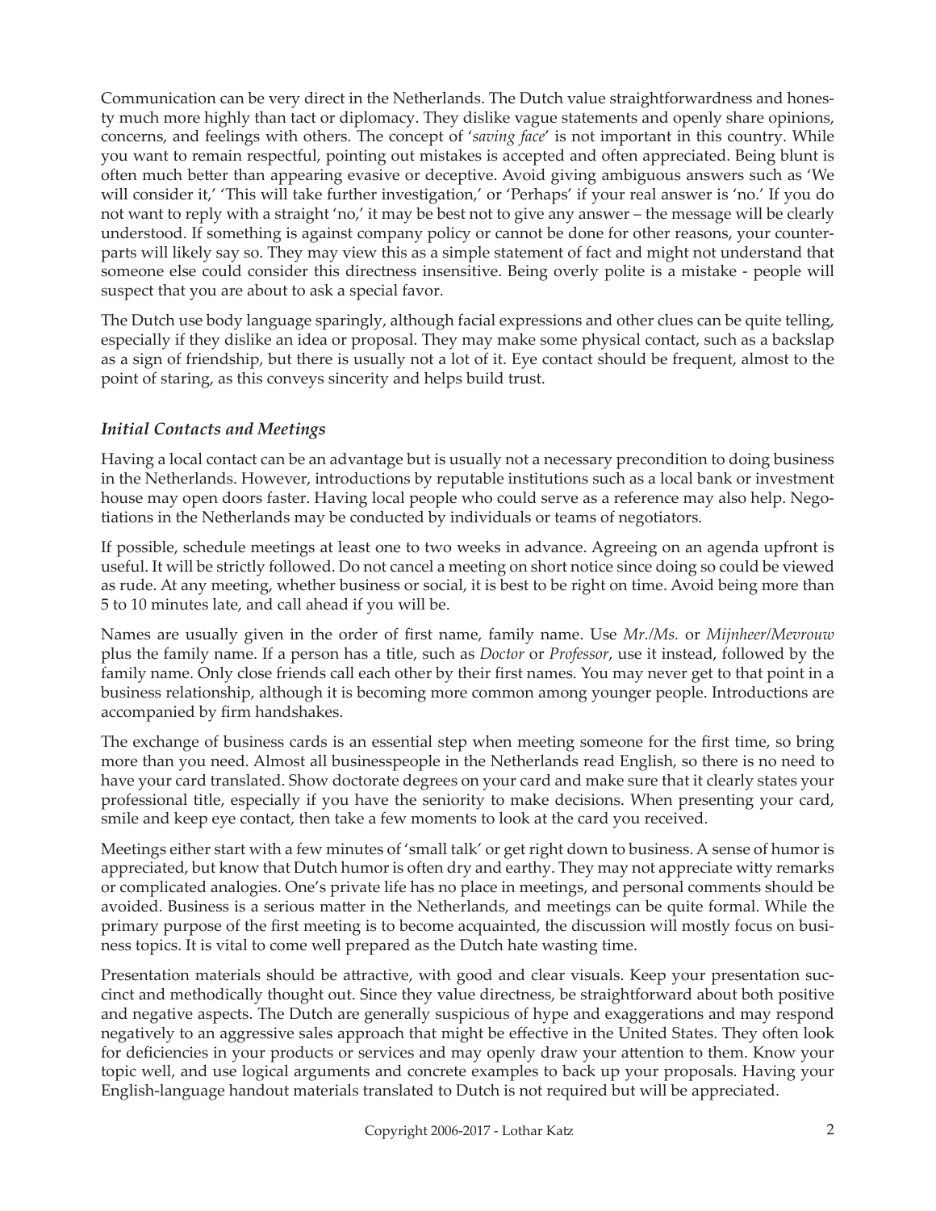Communication can be very direct in the Netherlands. The Dutch value straightforwardness and honesty much more highly than tact or diplomacy. They dislike vague statements and openly share opinions, concerns, and feelings with others. The concept of '*saving face*' is not important in this country. While you want to remain respectful, pointing out mistakes is accepted and often appreciated. Being blunt is often much better than appearing evasive or deceptive. Avoid giving ambiguous answers such as 'We will consider it,' 'This will take further investigation,' or 'Perhaps' if your real answer is 'no.' If you do not want to reply with a straight 'no,' it may be best not to give any answer – the message will be clearly understood. If something is against company policy or cannot be done for other reasons, your counterparts will likely say so. They may view this as a simple statement of fact and might not understand that someone else could consider this directness insensitive. Being overly polite is a mistake - people will suspect that you are about to ask a special favor.

The Dutch use body language sparingly, although facial expressions and other clues can be quite telling, especially if they dislike an idea or proposal. They may make some physical contact, such as a backslap as a sign of friendship, but there is usually not a lot of it. Eye contact should be frequent, almost to the point of staring, as this conveys sincerity and helps build trust.

### *Initial Contacts and Meetings*

Having a local contact can be an advantage but is usually not a necessary precondition to doing business in the Netherlands. However, introductions by reputable institutions such as a local bank or investment house may open doors faster. Having local people who could serve as a reference may also help. Negotiations in the Netherlands may be conducted by individuals or teams of negotiators.

If possible, schedule meetings at least one to two weeks in advance. Agreeing on an agenda upfront is useful. It will be strictly followed. Do not cancel a meeting on short notice since doing so could be viewed as rude. At any meeting, whether business or social, it is best to be right on time. Avoid being more than 5 to 10 minutes late, and call ahead if you will be.

Names are usually given in the order of first name, family name. Use *Mr./Ms.* or *Mijnheer/Mevrouw* plus the family name. If a person has a title, such as *Doctor* or *Professor*, use it instead, followed by the family name. Only close friends call each other by their first names. You may never get to that point in a business relationship, although it is becoming more common among younger people. Introductions are accompanied by firm handshakes.

The exchange of business cards is an essential step when meeting someone for the first time, so bring more than you need. Almost all businesspeople in the Netherlands read English, so there is no need to have your card translated. Show doctorate degrees on your card and make sure that it clearly states your professional title, especially if you have the seniority to make decisions. When presenting your card, smile and keep eye contact, then take a few moments to look at the card you received.

Meetings either start with a few minutes of 'small talk' or get right down to business. A sense of humor is appreciated, but know that Dutch humor is often dry and earthy. They may not appreciate witty remarks or complicated analogies. One's private life has no place in meetings, and personal comments should be avoided. Business is a serious matter in the Netherlands, and meetings can be quite formal. While the primary purpose of the first meeting is to become acquainted, the discussion will mostly focus on business topics. It is vital to come well prepared as the Dutch hate wasting time.

Presentation materials should be attractive, with good and clear visuals. Keep your presentation succinct and methodically thought out. Since they value directness, be straightforward about both positive and negative aspects. The Dutch are generally suspicious of hype and exaggerations and may respond negatively to an aggressive sales approach that might be effective in the United States. They often look for deficiencies in your products or services and may openly draw your attention to them. Know your topic well, and use logical arguments and concrete examples to back up your proposals. Having your English-language handout materials translated to Dutch is not required but will be appreciated.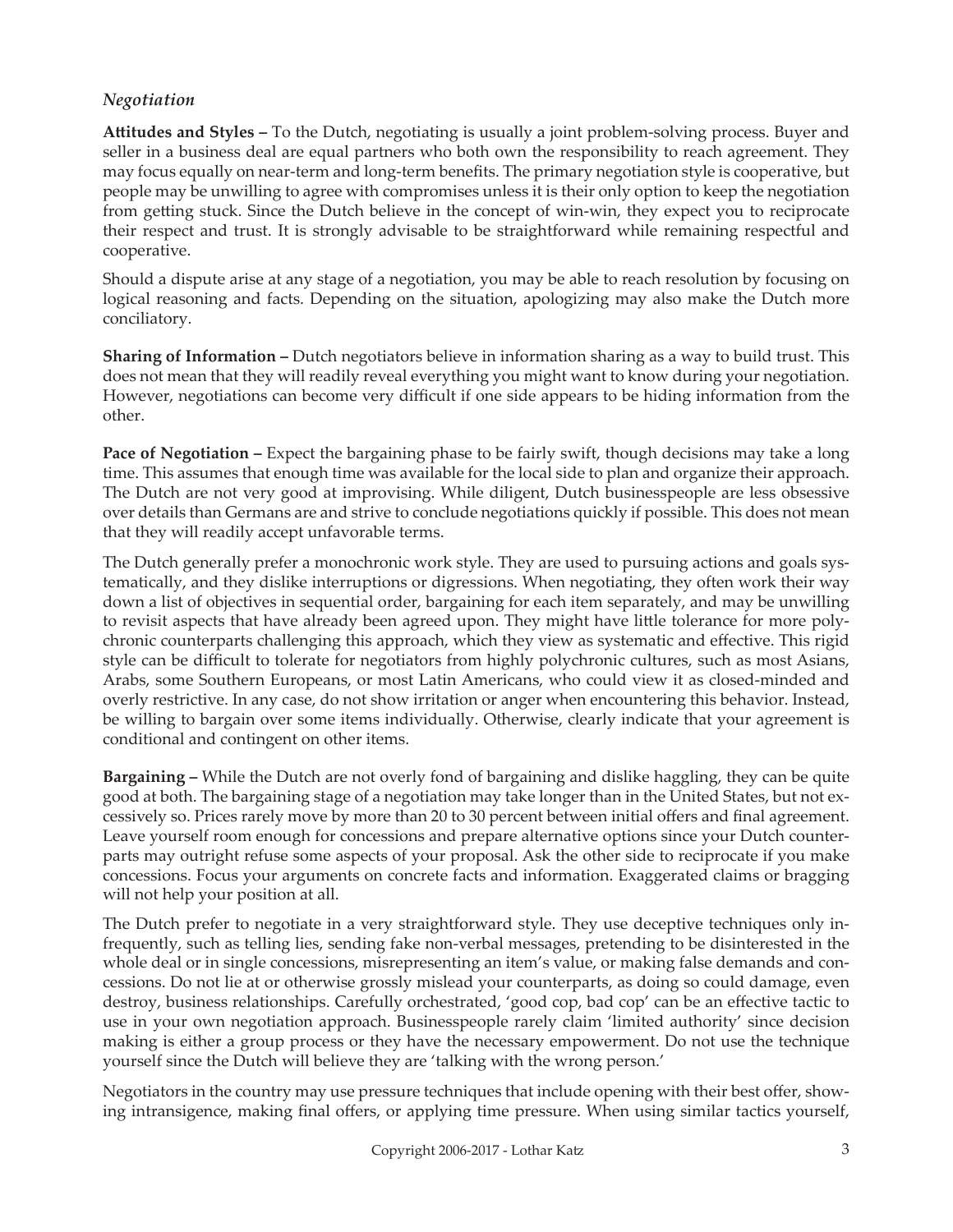### *Negotiation*

**Attitudes and Styles –** To the Dutch, negotiating is usually a joint problem-solving process. Buyer and seller in a business deal are equal partners who both own the responsibility to reach agreement. They may focus equally on near-term and long-term benefits. The primary negotiation style is cooperative, but people may be unwilling to agree with compromises unless it is their only option to keep the negotiation from getting stuck. Since the Dutch believe in the concept of win-win, they expect you to reciprocate their respect and trust. It is strongly advisable to be straightforward while remaining respectful and cooperative.

Should a dispute arise at any stage of a negotiation, you may be able to reach resolution by focusing on logical reasoning and facts. Depending on the situation, apologizing may also make the Dutch more conciliatory.

**Sharing of Information –** Dutch negotiators believe in information sharing as a way to build trust. This does not mean that they will readily reveal everything you might want to know during your negotiation. However, negotiations can become very difficult if one side appears to be hiding information from the other.

**Pace of Negotiation –** Expect the bargaining phase to be fairly swift, though decisions may take a long time. This assumes that enough time was available for the local side to plan and organize their approach. The Dutch are not very good at improvising. While diligent, Dutch businesspeople are less obsessive over details than Germans are and strive to conclude negotiations quickly if possible. This does not mean that they will readily accept unfavorable terms.

The Dutch generally prefer a monochronic work style. They are used to pursuing actions and goals systematically, and they dislike interruptions or digressions. When negotiating, they often work their way down a list of objectives in sequential order, bargaining for each item separately, and may be unwilling to revisit aspects that have already been agreed upon. They might have little tolerance for more polychronic counterparts challenging this approach, which they view as systematic and effective. This rigid style can be difficult to tolerate for negotiators from highly polychronic cultures, such as most Asians, Arabs, some Southern Europeans, or most Latin Americans, who could view it as closed-minded and overly restrictive. In any case, do not show irritation or anger when encountering this behavior. Instead, be willing to bargain over some items individually. Otherwise, clearly indicate that your agreement is conditional and contingent on other items.

**Bargaining –** While the Dutch are not overly fond of bargaining and dislike haggling, they can be quite good at both. The bargaining stage of a negotiation may take longer than in the United States, but not excessively so. Prices rarely move by more than 20 to 30 percent between initial offers and final agreement. Leave yourself room enough for concessions and prepare alternative options since your Dutch counterparts may outright refuse some aspects of your proposal. Ask the other side to reciprocate if you make concessions. Focus your arguments on concrete facts and information. Exaggerated claims or bragging will not help your position at all.

The Dutch prefer to negotiate in a very straightforward style. They use deceptive techniques only infrequently, such as telling lies, sending fake non-verbal messages, pretending to be disinterested in the whole deal or in single concessions, misrepresenting an item's value, or making false demands and concessions. Do not lie at or otherwise grossly mislead your counterparts, as doing so could damage, even destroy, business relationships. Carefully orchestrated, 'good cop, bad cop' can be an effective tactic to use in your own negotiation approach. Businesspeople rarely claim 'limited authority' since decision making is either a group process or they have the necessary empowerment. Do not use the technique yourself since the Dutch will believe they are 'talking with the wrong person.'

Negotiators in the country may use pressure techniques that include opening with their best offer, showing intransigence, making final offers, or applying time pressure. When using similar tactics yourself,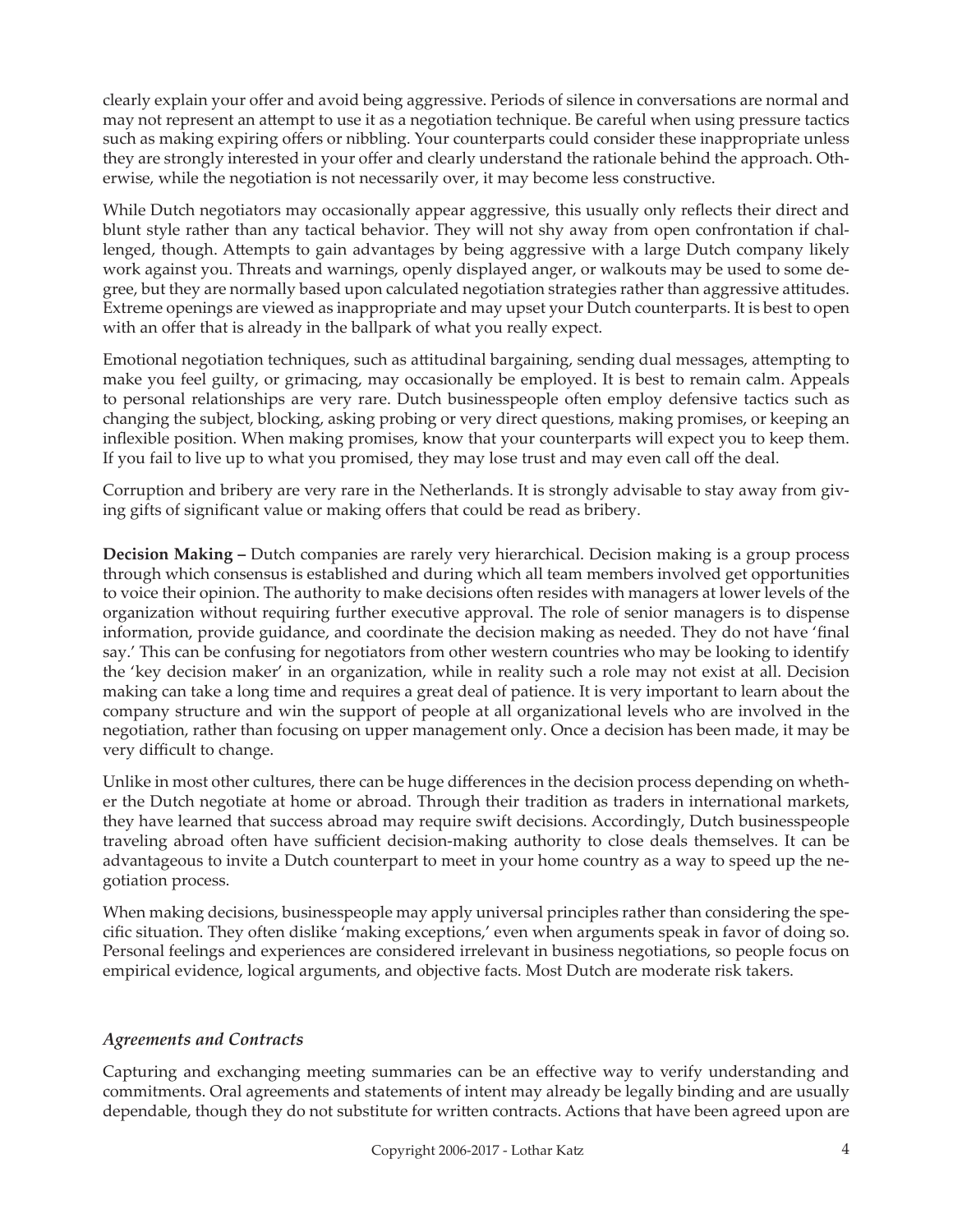clearly explain your offer and avoid being aggressive. Periods of silence in conversations are normal and may not represent an attempt to use it as a negotiation technique. Be careful when using pressure tactics such as making expiring offers or nibbling. Your counterparts could consider these inappropriate unless they are strongly interested in your offer and clearly understand the rationale behind the approach. Otherwise, while the negotiation is not necessarily over, it may become less constructive.

While Dutch negotiators may occasionally appear aggressive, this usually only reflects their direct and blunt style rather than any tactical behavior. They will not shy away from open confrontation if challenged, though. Attempts to gain advantages by being aggressive with a large Dutch company likely work against you. Threats and warnings, openly displayed anger, or walkouts may be used to some degree, but they are normally based upon calculated negotiation strategies rather than aggressive attitudes. Extreme openings are viewed as inappropriate and may upset your Dutch counterparts. It is best to open with an offer that is already in the ballpark of what you really expect.

Emotional negotiation techniques, such as attitudinal bargaining, sending dual messages, attempting to make you feel guilty, or grimacing, may occasionally be employed. It is best to remain calm. Appeals to personal relationships are very rare. Dutch businesspeople often employ defensive tactics such as changing the subject, blocking, asking probing or very direct questions, making promises, or keeping an inflexible position. When making promises, know that your counterparts will expect you to keep them. If you fail to live up to what you promised, they may lose trust and may even call off the deal.

Corruption and bribery are very rare in the Netherlands. It is strongly advisable to stay away from giving gifts of significant value or making offers that could be read as bribery.

**Decision Making –** Dutch companies are rarely very hierarchical. Decision making is a group process through which consensus is established and during which all team members involved get opportunities to voice their opinion. The authority to make decisions often resides with managers at lower levels of the organization without requiring further executive approval. The role of senior managers is to dispense information, provide guidance, and coordinate the decision making as needed. They do not have 'final say.' This can be confusing for negotiators from other western countries who may be looking to identify the 'key decision maker' in an organization, while in reality such a role may not exist at all. Decision making can take a long time and requires a great deal of patience. It is very important to learn about the company structure and win the support of people at all organizational levels who are involved in the negotiation, rather than focusing on upper management only. Once a decision has been made, it may be very difficult to change.

Unlike in most other cultures, there can be huge differences in the decision process depending on whether the Dutch negotiate at home or abroad. Through their tradition as traders in international markets, they have learned that success abroad may require swift decisions. Accordingly, Dutch businesspeople traveling abroad often have sufficient decision-making authority to close deals themselves. It can be advantageous to invite a Dutch counterpart to meet in your home country as a way to speed up the negotiation process.

When making decisions, businesspeople may apply universal principles rather than considering the specific situation. They often dislike 'making exceptions,' even when arguments speak in favor of doing so. Personal feelings and experiences are considered irrelevant in business negotiations, so people focus on empirical evidence, logical arguments, and objective facts. Most Dutch are moderate risk takers.

### *Agreements and Contracts*

Capturing and exchanging meeting summaries can be an effective way to verify understanding and commitments. Oral agreements and statements of intent may already be legally binding and are usually dependable, though they do not substitute for written contracts. Actions that have been agreed upon are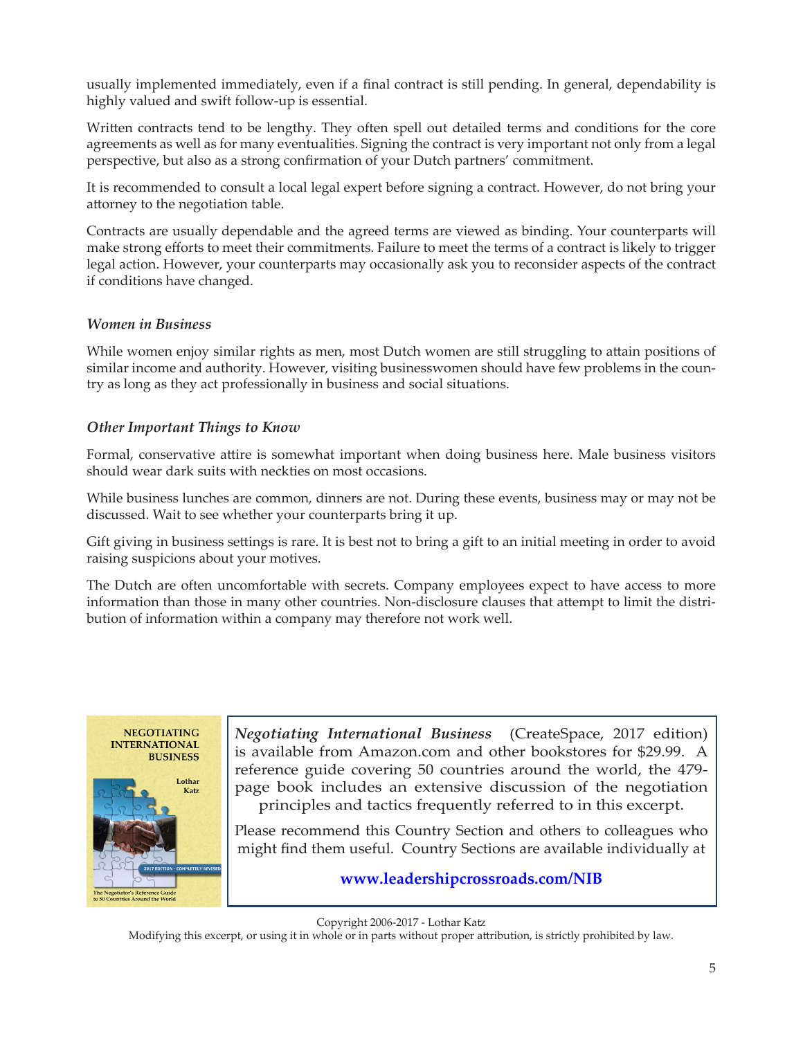usually implemented immediately, even if a final contract is still pending. In general, dependability is highly valued and swift follow-up is essential.

Written contracts tend to be lengthy. They often spell out detailed terms and conditions for the core agreements as well as for many eventualities. Signing the contract is very important not only from a legal perspective, but also as a strong confirmation of your Dutch partners' commitment.

It is recommended to consult a local legal expert before signing a contract. However, do not bring your attorney to the negotiation table.

Contracts are usually dependable and the agreed terms are viewed as binding. Your counterparts will make strong efforts to meet their commitments. Failure to meet the terms of a contract is likely to trigger legal action. However, your counterparts may occasionally ask you to reconsider aspects of the contract if conditions have changed.

### *Women in Business*

While women enjoy similar rights as men, most Dutch women are still struggling to attain positions of similar income and authority. However, visiting businesswomen should have few problems in the country as long as they act professionally in business and social situations.

### *Other Important Things to Know*

Formal, conservative attire is somewhat important when doing business here. Male business visitors should wear dark suits with neckties on most occasions.

While business lunches are common, dinners are not. During these events, business may or may not be discussed. Wait to see whether your counterparts bring it up.

Gift giving in business settings is rare. It is best not to bring a gift to an initial meeting in order to avoid raising suspicions about your motives.

The Dutch are often uncomfortable with secrets. Company employees expect to have access to more information than those in many other countries. Non-disclosure clauses that attempt to limit the distribution of information within a company may therefore not work well.

NEGOTIATING INTERNATIONAL BUSINESS

Lothar Katz

2017 EDITION - COMPLETELY REVISED

The Negotiator's Reference Guide to 50 Countries Around the World

*Negotiating International Business* (CreateSpace, 2017 edition) is available from Amazon.com and other bookstores for $29.99. A reference guide covering 50 countries around the world, the 479-page book includes an extensive discussion of the negotiation principles and tactics frequently referred to in this excerpt.

Please recommend this Country Section and others to colleagues who might find them useful. Country Sections are available individually at

**www.leadershipcrossroads.com/NIB**

Copyright 2006-2017 - Lothar Katz

Modifying this excerpt, or using it in whole or in parts without proper attribution, is strictly prohibited by law.